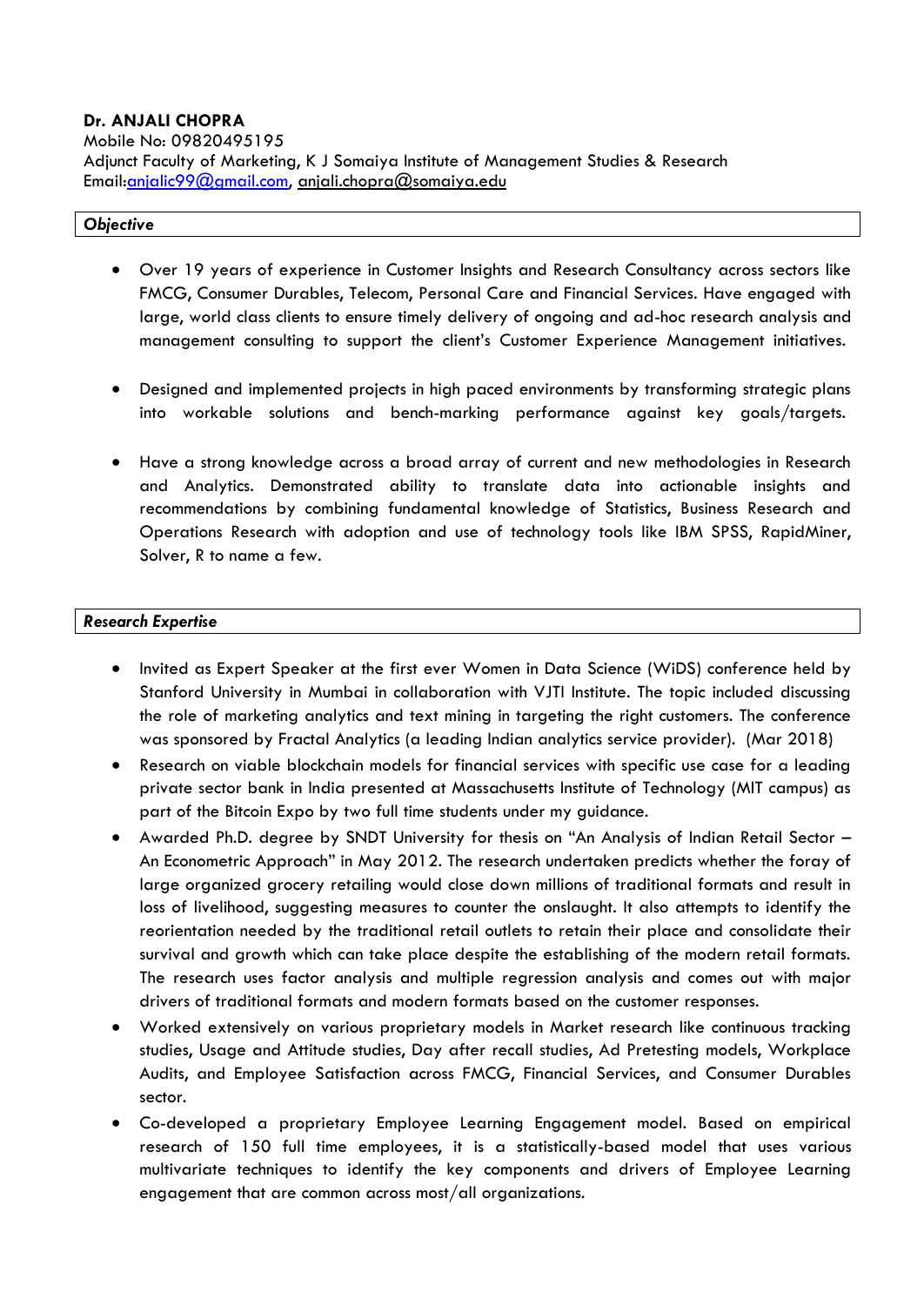**Dr. ANJALI CHOPRA**
Mobile No: 09820495195
Adjunct Faculty of Marketing, K J Somaiya Institute of Management Studies & Research
Email:anjalic99@gmail.com, anjali.chopra@somaiya.edu

### *Objective*

- Over 19 years of experience in Customer Insights and Research Consultancy across sectors like FMCG, Consumer Durables, Telecom, Personal Care and Financial Services. Have engaged with large, world class clients to ensure timely delivery of ongoing and ad-hoc research analysis and management consulting to support the client's Customer Experience Management initiatives.

- Designed and implemented projects in high paced environments by transforming strategic plans into workable solutions and bench-marking performance against key goals/targets.

- Have a strong knowledge across a broad array of current and new methodologies in Research and Analytics. Demonstrated ability to translate data into actionable insights and recommendations by combining fundamental knowledge of Statistics, Business Research and Operations Research with adoption and use of technology tools like IBM SPSS, RapidMiner, Solver, R to name a few.

### *Research Expertise*

- Invited as Expert Speaker at the first ever Women in Data Science (WiDS) conference held by Stanford University in Mumbai in collaboration with VJTI Institute. The topic included discussing the role of marketing analytics and text mining in targeting the right customers. The conference was sponsored by Fractal Analytics (a leading Indian analytics service provider). (Mar 2018)
- Research on viable blockchain models for financial services with specific use case for a leading private sector bank in India presented at Massachusetts Institute of Technology (MIT campus) as part of the Bitcoin Expo by two full time students under my guidance.
- Awarded Ph.D. degree by SNDT University for thesis on "An Analysis of Indian Retail Sector – An Econometric Approach" in May 2012. The research undertaken predicts whether the foray of large organized grocery retailing would close down millions of traditional formats and result in loss of livelihood, suggesting measures to counter the onslaught. It also attempts to identify the reorientation needed by the traditional retail outlets to retain their place and consolidate their survival and growth which can take place despite the establishing of the modern retail formats. The research uses factor analysis and multiple regression analysis and comes out with major drivers of traditional formats and modern formats based on the customer responses.
- Worked extensively on various proprietary models in Market research like continuous tracking studies, Usage and Attitude studies, Day after recall studies, Ad Pretesting models, Workplace Audits, and Employee Satisfaction across FMCG, Financial Services, and Consumer Durables sector.
- Co-developed a proprietary Employee Learning Engagement model. Based on empirical research of 150 full time employees, it is a statistically-based model that uses various multivariate techniques to identify the key components and drivers of Employee Learning engagement that are common across most/all organizations.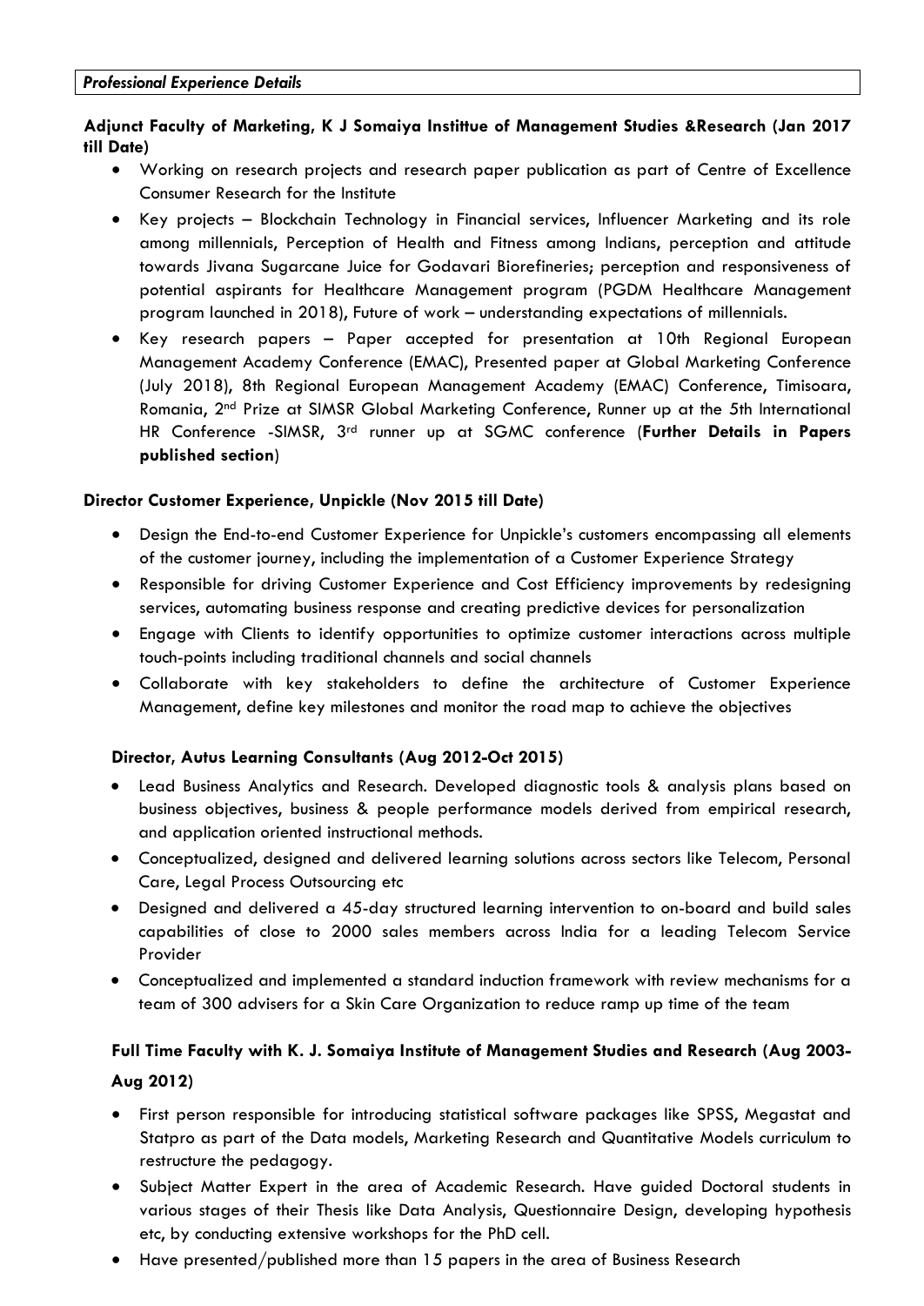***Professional Experience Details***

**Adjunct Faculty of Marketing, K J Somaiya Instittue of Management Studies &Research (Jan 2017 till Date)**

- Working on research projects and research paper publication as part of Centre of Excellence Consumer Research for the Institute
- Key projects – Blockchain Technology in Financial services, Influencer Marketing and its role among millennials, Perception of Health and Fitness among Indians, perception and attitude towards Jivana Sugarcane Juice for Godavari Biorefineries; perception and responsiveness of potential aspirants for Healthcare Management program (PGDM Healthcare Management program launched in 2018), Future of work – understanding expectations of millennials.
- Key research papers – Paper accepted for presentation at 10th Regional European Management Academy Conference (EMAC), Presented paper at Global Marketing Conference (July 2018), 8th Regional European Management Academy (EMAC) Conference, Timisoara, Romania, 2nd Prize at SIMSR Global Marketing Conference, Runner up at the 5th International HR Conference -SIMSR, 3rd runner up at SGMC conference (**Further Details in Papers published section**)

**Director Customer Experience, Unpickle (Nov 2015 till Date)**

- Design the End-to-end Customer Experience for Unpickle's customers encompassing all elements of the customer journey, including the implementation of a Customer Experience Strategy
- Responsible for driving Customer Experience and Cost Efficiency improvements by redesigning services, automating business response and creating predictive devices for personalization
- Engage with Clients to identify opportunities to optimize customer interactions across multiple touch-points including traditional channels and social channels
- Collaborate with key stakeholders to define the architecture of Customer Experience Management, define key milestones and monitor the road map to achieve the objectives

**Director, Autus Learning Consultants (Aug 2012-Oct 2015)**

- Lead Business Analytics and Research. Developed diagnostic tools & analysis plans based on business objectives, business & people performance models derived from empirical research, and application oriented instructional methods.
- Conceptualized, designed and delivered learning solutions across sectors like Telecom, Personal Care, Legal Process Outsourcing etc
- Designed and delivered a 45-day structured learning intervention to on-board and build sales capabilities of close to 2000 sales members across India for a leading Telecom Service Provider
- Conceptualized and implemented a standard induction framework with review mechanisms for a team of 300 advisers for a Skin Care Organization to reduce ramp up time of the team

**Full Time Faculty with K. J. Somaiya Institute of Management Studies and Research (Aug 2003-Aug 2012)**

- First person responsible for introducing statistical software packages like SPSS, Megastat and Statpro as part of the Data models, Marketing Research and Quantitative Models curriculum to restructure the pedagogy.
- Subject Matter Expert in the area of Academic Research. Have guided Doctoral students in various stages of their Thesis like Data Analysis, Questionnaire Design, developing hypothesis etc, by conducting extensive workshops for the PhD cell.
- Have presented/published more than 15 papers in the area of Business Research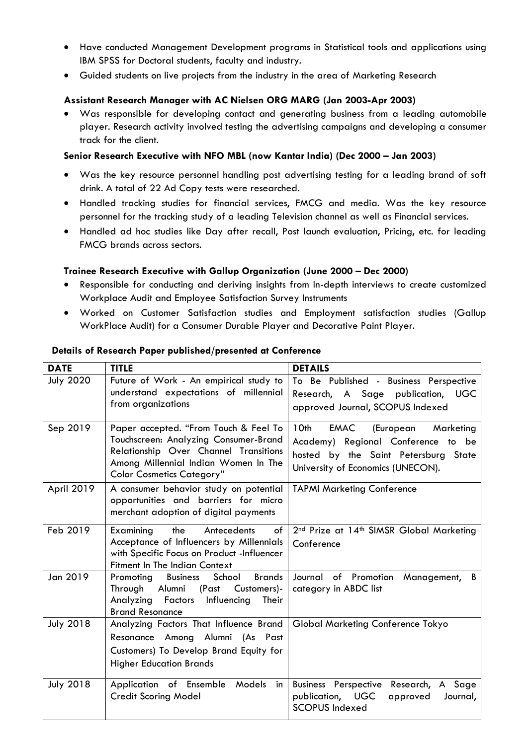- Have conducted Management Development programs in Statistical tools and applications using IBM SPSS for Doctoral students, faculty and industry.
- Guided students on live projects from the industry in the area of Marketing Research

**Assistant Research Manager with AC Nielsen ORG MARG (Jan 2003-Apr 2003)**

- Was responsible for developing contact and generating business from a leading automobile player. Research activity involved testing the advertising campaigns and developing a consumer track for the client.

**Senior Research Executive with NFO MBL (now Kantar India) (Dec 2000 – Jan 2003)**

- Was the key resource personnel handling post advertising testing for a leading brand of soft drink. A total of 22 Ad Copy tests were researched.
- Handled tracking studies for financial services, FMCG and media. Was the key resource personnel for the tracking study of a leading Television channel as well as Financial services.
- Handled ad hoc studies like Day after recall, Post launch evaluation, Pricing, etc. for leading FMCG brands across sectors.

**Trainee Research Executive with Gallup Organization (June 2000 – Dec 2000)**

- Responsible for conducting and deriving insights from In-depth interviews to create customized Workplace Audit and Employee Satisfaction Survey Instruments
- Worked on Customer Satisfaction studies and Employment satisfaction studies (Gallup WorkPlace Audit) for a Consumer Durable Player and Decorative Paint Player.

**Details of Research Paper published/presented at Conference**

| DATE | TITLE | DETAILS |
|---|---|---|
| July 2020 | Future of Work - An empirical study to understand expectations of millennial from organizations | To Be Published - Business Perspective Research, A Sage publication, UGC approved Journal, SCOPUS Indexed |
| Sep 2019 | Paper accepted. "From Touch & Feel To Touchscreen: Analyzing Consumer-Brand Relationship Over Channel Transitions Among Millennial Indian Women In The Color Cosmetics Category" | 10th EMAC (European Marketing Academy) Regional Conference to be hosted by the Saint Petersburg State University of Economics (UNECON). |
| April 2019 | A consumer behavior study on potential opportunities and barriers for micro merchant adoption of digital payments | TAPMI Marketing Conference |
| Feb 2019 | Examining the Antecedents of Acceptance of Influencers by Millennials with Specific Focus on Product -Influencer Fitment In The Indian Context | 2nd Prize at 14th SIMSR Global Marketing Conference |
| Jan 2019 | Promoting Business School Brands Through Alumni (Past Customers)- Analyzing Factors Influencing Their Brand Resonance | Journal of Promotion Management, B category in ABDC list |
| July 2018 | Analyzing Factors That Influence Brand Resonance Among Alumni (As Past Customers) To Develop Brand Equity for Higher Education Brands | Global Marketing Conference Tokyo |
| July 2018 | Application of Ensemble Models in Credit Scoring Model | Business Perspective Research, A Sage publication, UGC approved Journal, SCOPUS Indexed |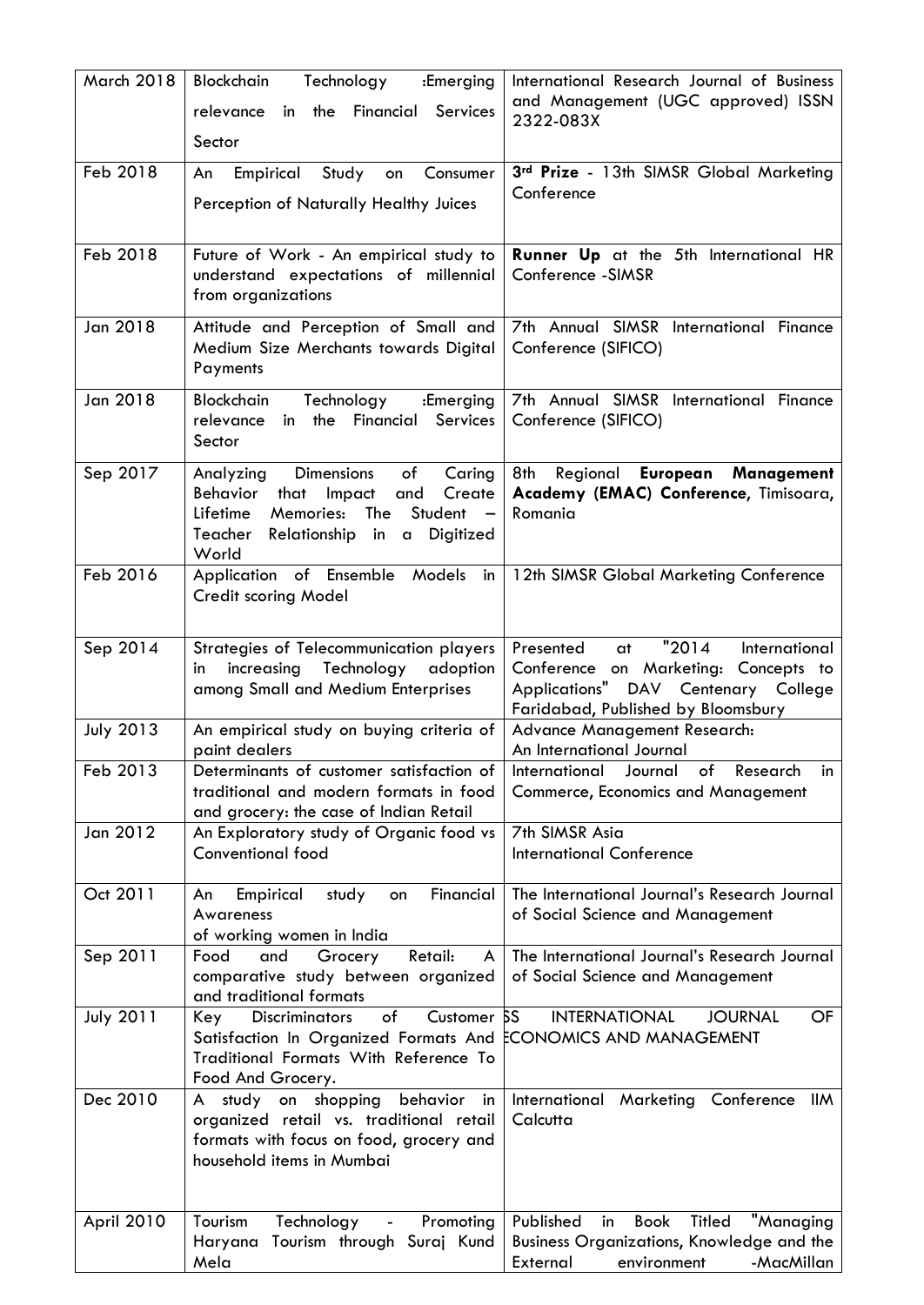| March 2018 | Blockchain Technology :Emerging relevance in the Financial Services Sector | International Research Journal of Business and Management (UGC approved) ISSN 2322-083X |
|---|---|---|
| Feb 2018 | An Empirical Study on Consumer Perception of Naturally Healthy Juices | **3rd Prize** - 13th SIMSR Global Marketing Conference |
| Feb 2018 | Future of Work - An empirical study to understand expectations of millennial from organizations | **Runner Up** at the 5th International HR Conference -SIMSR |
| Jan 2018 | Attitude and Perception of Small and Medium Size Merchants towards Digital Payments | 7th Annual SIMSR International Finance Conference (SIFICO) |
| Jan 2018 | Blockchain Technology :Emerging relevance in the Financial Services Sector | 7th Annual SIMSR International Finance Conference (SIFICO) |
| Sep 2017 | Analyzing Dimensions of Caring Behavior that Impact and Create Lifetime Memories: The Student – Teacher Relationship in a Digitized World | 8th Regional **European Management Academy (EMAC) Conference**, Timisoara, Romania |
| Feb 2016 | Application of Ensemble Models in Credit scoring Model | 12th SIMSR Global Marketing Conference |
| Sep 2014 | Strategies of Telecommunication players in increasing Technology adoption among Small and Medium Enterprises | Presented at "2014 International Conference on Marketing: Concepts to Applications" DAV Centenary College Faridabad, Published by Bloomsbury |
| July 2013 | An empirical study on buying criteria of paint dealers | Advance Management Research: An International Journal |
| Feb 2013 | Determinants of customer satisfaction of traditional and modern formats in food and grocery: the case of Indian Retail | International Journal of Research in Commerce, Economics and Management |
| Jan 2012 | An Exploratory study of Organic food vs Conventional food | 7th SIMSR Asia International Conference |
| Oct 2011 | An Empirical study on Financial Awareness of working women in India | The International Journal's Research Journal of Social Science and Management |
| Sep 2011 | Food and Grocery Retail: A comparative study between organized and traditional formats | The International Journal's Research Journal of Social Science and Management |
| July 2011 | Key Discriminators of Customer Satisfaction In Organized Formats And Traditional Formats With Reference To Food And Grocery. | SS INTERNATIONAL JOURNAL OF ECONOMICS AND MANAGEMENT |
| Dec 2010 | A study on shopping behavior in organized retail vs. traditional retail formats with focus on food, grocery and household items in Mumbai | International Marketing Conference IIM Calcutta |
| April 2010 | Tourism Technology - Promoting Haryana Tourism through Suraj Kund Mela | Published in Book Titled "Managing Business Organizations, Knowledge and the External environment -MacMillan |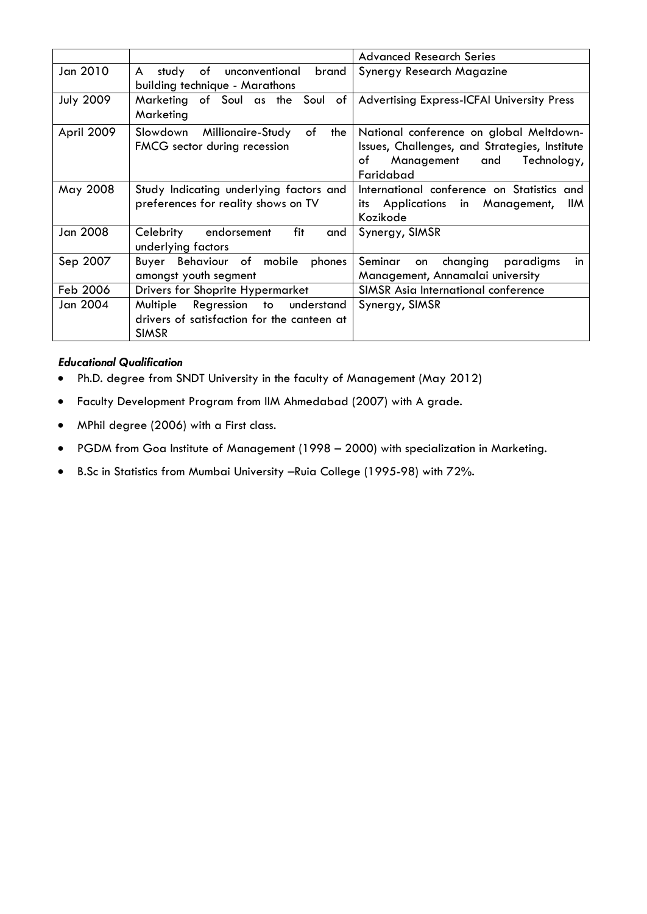| | | |
|---|---|---|
| | | Advanced Research Series |
| Jan 2010 | A study of unconventional brand building technique - Marathons | Synergy Research Magazine |
| July 2009 | Marketing of Soul as the Soul of Marketing | Advertising Express-ICFAI University Press |
| April 2009 | Slowdown Millionaire-Study of the FMCG sector during recession | National conference on global Meltdown-Issues, Challenges, and Strategies, Institute of Management and Technology, Faridabad |
| May 2008 | Study Indicating underlying factors and preferences for reality shows on TV | International conference on Statistics and its Applications in Management, IIM Kozikode |
| Jan 2008 | Celebrity endorsement fit and underlying factors | Synergy, SIMSR |
| Sep 2007 | Buyer Behaviour of mobile phones amongst youth segment | Seminar on changing paradigms in Management, Annamalai university |
| Feb 2006 | Drivers for Shoprite Hypermarket | SIMSR Asia International conference |
| Jan 2004 | Multiple Regression to understand drivers of satisfaction for the canteen at SIMSR | Synergy, SIMSR |

***Educational Qualification***

- Ph.D. degree from SNDT University in the faculty of Management (May 2012)
- Faculty Development Program from IIM Ahmedabad (2007) with A grade.
- MPhil degree (2006) with a First class.
- PGDM from Goa Institute of Management (1998 – 2000) with specialization in Marketing.
- B.Sc in Statistics from Mumbai University –Ruia College (1995-98) with 72%.